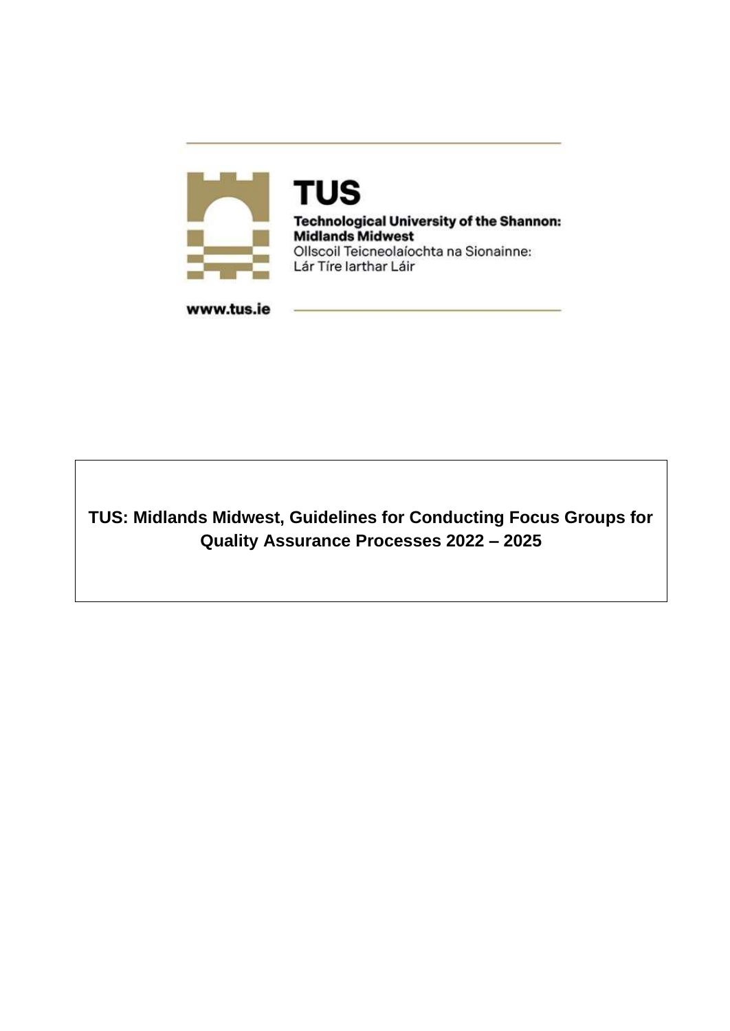**TUS**

**Technological University of the Shannon: Midlands Midwest**

Ollscoil Teicneolaíochta na Sionainne: Lár Tíre Iarthar Láir

www.tus.ie

# TUS: Midlands Midwest, Guidelines for Conducting Focus Groups for Quality Assurance Processes 2022 – 2025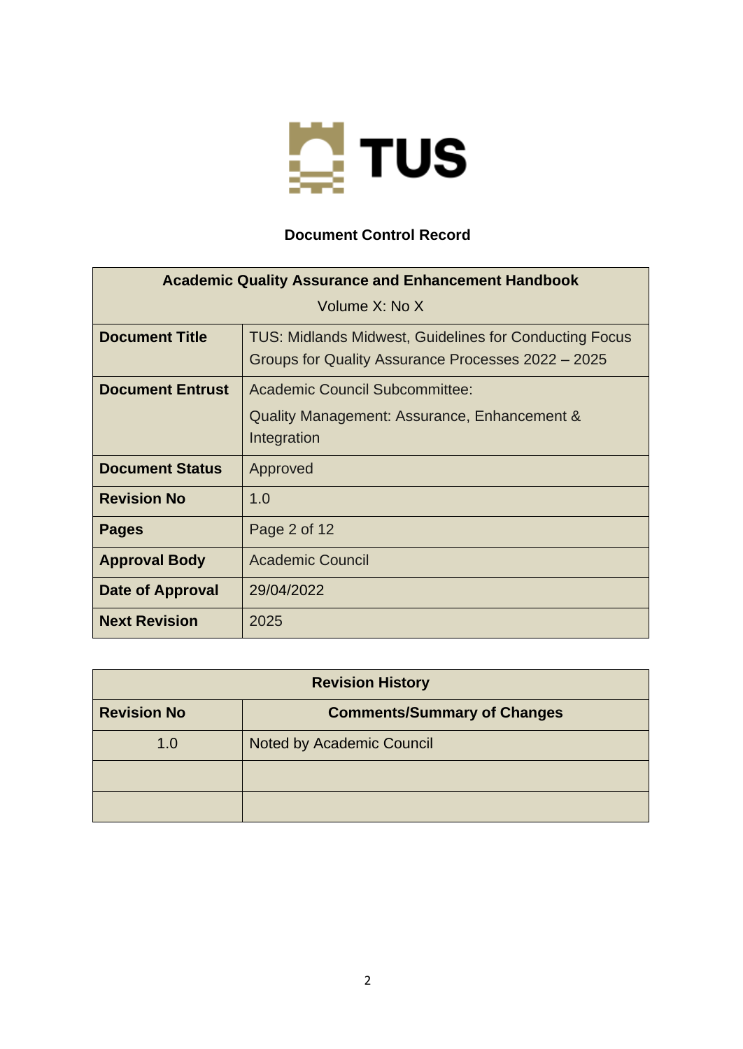TUS

**Document Control Record**

| **Academic Quality Assurance and Enhancement Handbook**<br>Volume X: No X | |
|---|---|
| **Document Title** | TUS: Midlands Midwest, Guidelines for Conducting Focus Groups for Quality Assurance Processes 2022 – 2025 |
| **Document Entrust** | Academic Council Subcommittee:<br>Quality Management: Assurance, Enhancement & Integration |
| **Document Status** | Approved |
| **Revision No** | 1.0 |
| **Pages** | Page 2 of 12 |
| **Approval Body** | Academic Council |
| **Date of Approval** | 29/04/2022 |
| **Next Revision** | 2025 |

| **Revision History** | |
|---|---|
| **Revision No** | **Comments/Summary of Changes** |
| 1.0 | Noted by Academic Council |
| | |
| | |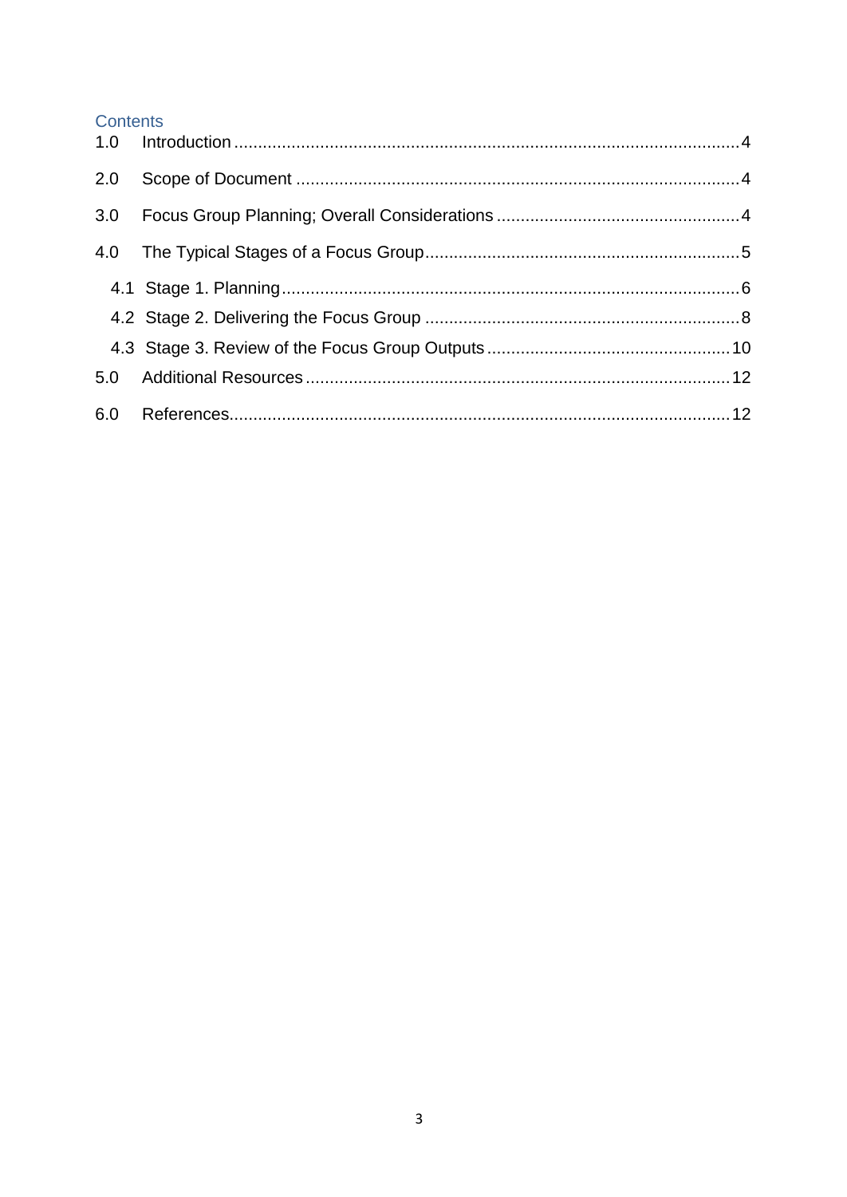# Contents

1.0 Introduction ........................................................................................................ 4

2.0 Scope of Document ............................................................................................. 4

3.0 Focus Group Planning; Overall Considerations .................................................. 4

4.0 The Typical Stages of a Focus Group.................................................................. 5

- 4.1 Stage 1. Planning ............................................................................................. 6
- 4.2 Stage 2. Delivering the Focus Group ................................................................ 8
- 4.3 Stage 3. Review of the Focus Group Outputs .................................................. 10

5.0 Additional Resources ......................................................................................... 12

6.0 References.......................................................................................................... 12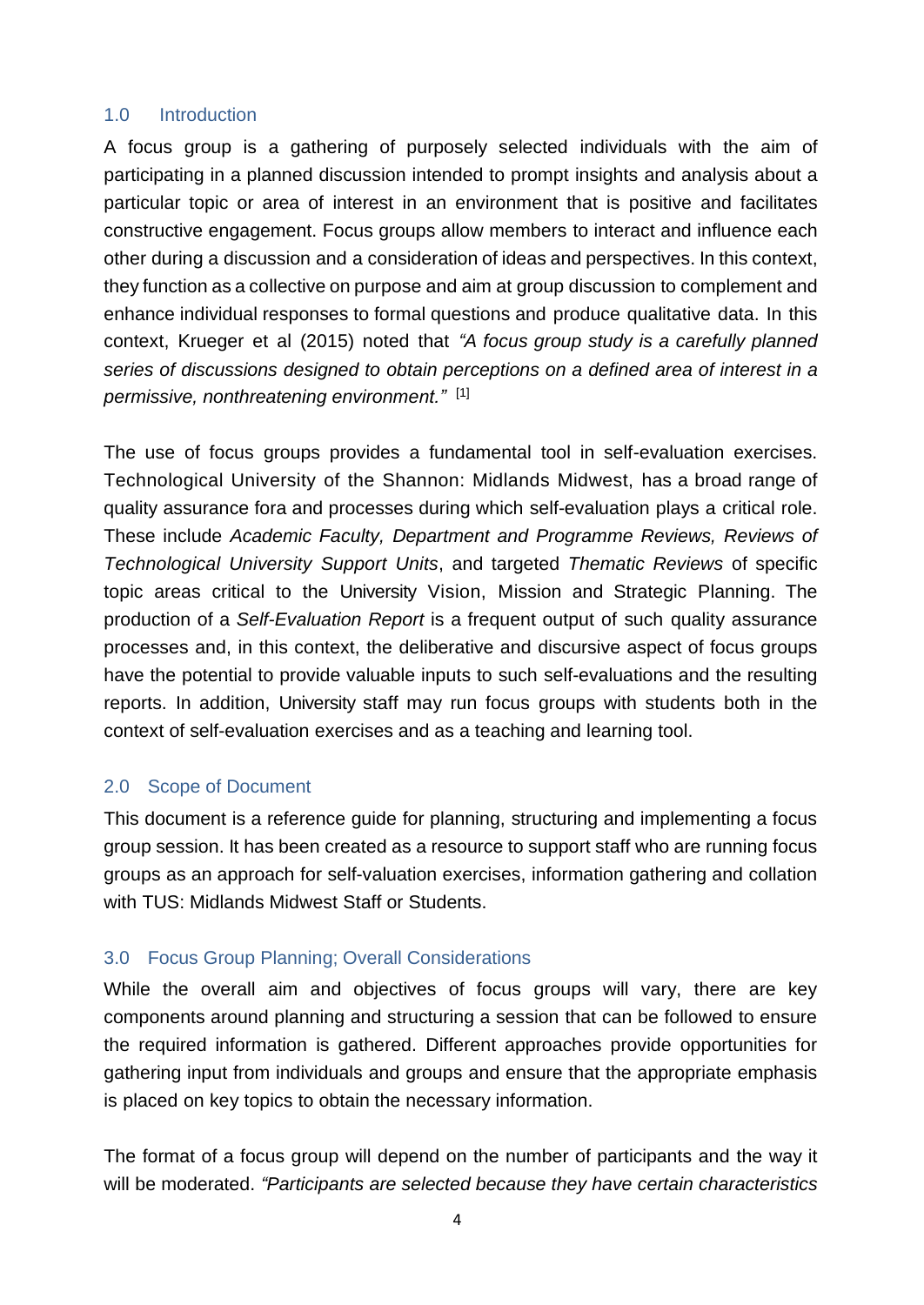## 1.0 Introduction

A focus group is a gathering of purposely selected individuals with the aim of participating in a planned discussion intended to prompt insights and analysis about a particular topic or area of interest in an environment that is positive and facilitates constructive engagement. Focus groups allow members to interact and influence each other during a discussion and a consideration of ideas and perspectives. In this context, they function as a collective on purpose and aim at group discussion to complement and enhance individual responses to formal questions and produce qualitative data. In this context, Krueger et al (2015) noted that *"A focus group study is a carefully planned series of discussions designed to obtain perceptions on a defined area of interest in a permissive, nonthreatening environment."* [1]

The use of focus groups provides a fundamental tool in self-evaluation exercises. Technological University of the Shannon: Midlands Midwest, has a broad range of quality assurance fora and processes during which self-evaluation plays a critical role. These include *Academic Faculty, Department and Programme Reviews, Reviews of Technological University Support Units*, and targeted *Thematic Reviews* of specific topic areas critical to the University Vision, Mission and Strategic Planning. The production of a *Self-Evaluation Report* is a frequent output of such quality assurance processes and, in this context, the deliberative and discursive aspect of focus groups have the potential to provide valuable inputs to such self-evaluations and the resulting reports. In addition, University staff may run focus groups with students both in the context of self-evaluation exercises and as a teaching and learning tool.

## 2.0 Scope of Document

This document is a reference guide for planning, structuring and implementing a focus group session. It has been created as a resource to support staff who are running focus groups as an approach for self-valuation exercises, information gathering and collation with TUS: Midlands Midwest Staff or Students.

## 3.0 Focus Group Planning; Overall Considerations

While the overall aim and objectives of focus groups will vary, there are key components around planning and structuring a session that can be followed to ensure the required information is gathered. Different approaches provide opportunities for gathering input from individuals and groups and ensure that the appropriate emphasis is placed on key topics to obtain the necessary information.

The format of a focus group will depend on the number of participants and the way it will be moderated. *"Participants are selected because they have certain characteristics*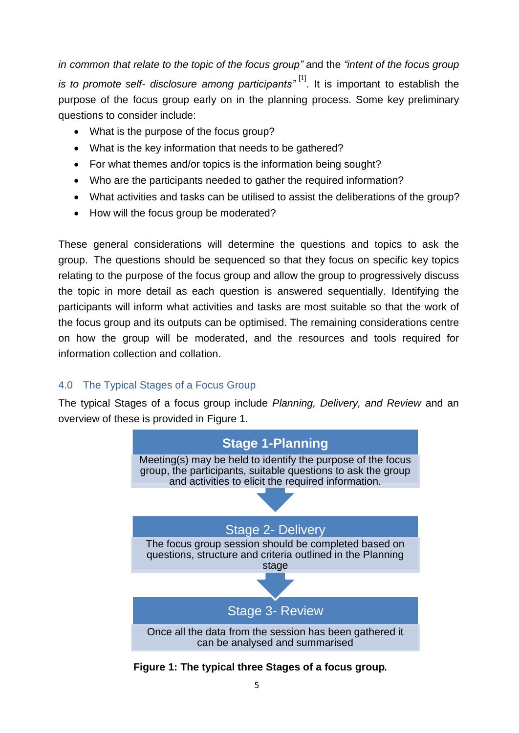*in common that relate to the topic of the focus group"* and the *"intent of the focus group is to promote self- disclosure among participants"* [1]. It is important to establish the purpose of the focus group early on in the planning process. Some key preliminary questions to consider include:

- What is the purpose of the focus group?
- What is the key information that needs to be gathered?
- For what themes and/or topics is the information being sought?
- Who are the participants needed to gather the required information?
- What activities and tasks can be utilised to assist the deliberations of the group?
- How will the focus group be moderated?

These general considerations will determine the questions and topics to ask the group. The questions should be sequenced so that they focus on specific key topics relating to the purpose of the focus group and allow the group to progressively discuss the topic in more detail as each question is answered sequentially. Identifying the participants will inform what activities and tasks are most suitable so that the work of the focus group and its outputs can be optimised. The remaining considerations centre on how the group will be moderated, and the resources and tools required for information collection and collation.

## 4.0 The Typical Stages of a Focus Group

The typical Stages of a focus group include *Planning, Delivery, and Review* and an overview of these is provided in Figure 1.

**Stage 1-Planning**

Meeting(s) may be held to identify the purpose of the focus group, the participants, suitable questions to ask the group and activities to elicit the required information.

↓

**Stage 2- Delivery**

The focus group session should be completed based on questions, structure and criteria outlined in the Planning stage

↓

**Stage 3- Review**

Once all the data from the session has been gathered it can be analysed and summarised

**Figure 1: The typical three Stages of a focus group.**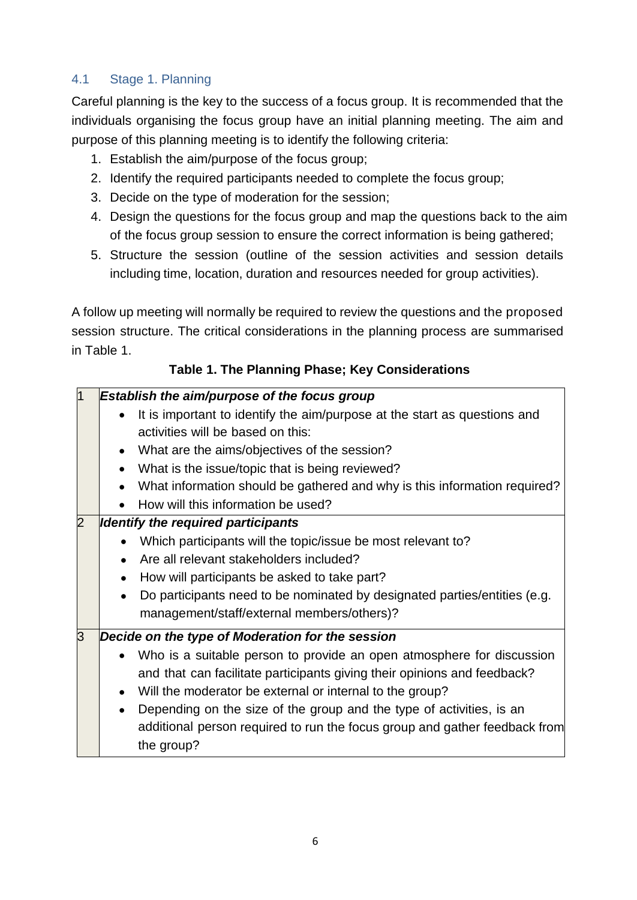## 4.1 Stage 1. Planning

Careful planning is the key to the success of a focus group. It is recommended that the individuals organising the focus group have an initial planning meeting. The aim and purpose of this planning meeting is to identify the following criteria:

1. Establish the aim/purpose of the focus group;
2. Identify the required participants needed to complete the focus group;
3. Decide on the type of moderation for the session;
4. Design the questions for the focus group and map the questions back to the aim of the focus group session to ensure the correct information is being gathered;
5. Structure the session (outline of the session activities and session details including time, location, duration and resources needed for group activities).

A follow up meeting will normally be required to review the questions and the proposed session structure. The critical considerations in the planning process are summarised in Table 1.

**Table 1. The Planning Phase; Key Considerations**

| | |
|---|---|
| 1 | ***Establish the aim/purpose of the focus group***<br>• It is important to identify the aim/purpose at the start as questions and activities will be based on this:<br>• What are the aims/objectives of the session?<br>• What is the issue/topic that is being reviewed?<br>• What information should be gathered and why is this information required?<br>• How will this information be used? |
| 2 | ***Identify the required participants***<br>• Which participants will the topic/issue be most relevant to?<br>• Are all relevant stakeholders included?<br>• How will participants be asked to take part?<br>• Do participants need to be nominated by designated parties/entities (e.g. management/staff/external members/others)? |
| 3 | ***Decide on the type of Moderation for the session***<br>• Who is a suitable person to provide an open atmosphere for discussion and that can facilitate participants giving their opinions and feedback?<br>• Will the moderator be external or internal to the group?<br>• Depending on the size of the group and the type of activities, is an additional person required to run the focus group and gather feedback from the group? |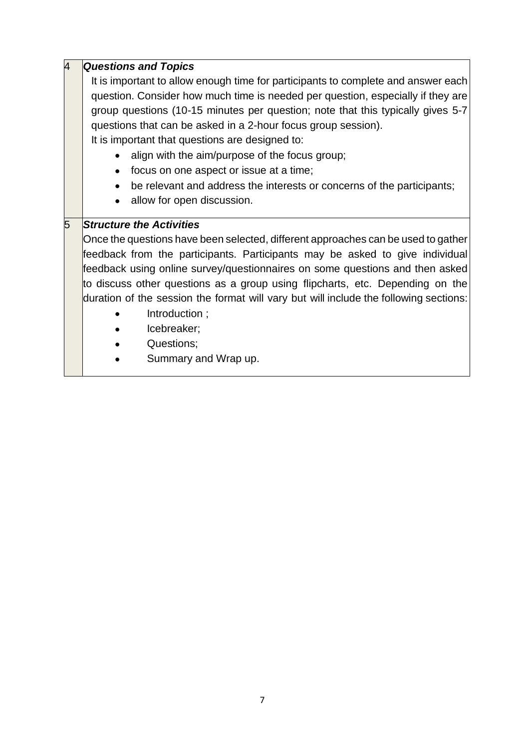| | |
|---|---|
| 4 | ***Questions and Topics***<br>It is important to allow enough time for participants to complete and answer each question. Consider how much time is needed per question, especially if they are group questions (10-15 minutes per question; note that this typically gives 5-7 questions that can be asked in a 2-hour focus group session).<br>It is important that questions are designed to:<br>• align with the aim/purpose of the focus group;<br>• focus on one aspect or issue at a time;<br>• be relevant and address the interests or concerns of the participants;<br>• allow for open discussion. |
| 5 | ***Structure the Activities***<br>Once the questions have been selected, different approaches can be used to gather feedback from the participants. Participants may be asked to give individual feedback using online survey/questionnaires on some questions and then asked to discuss other questions as a group using flipcharts, etc. Depending on the duration of the session the format will vary but will include the following sections:<br>• Introduction ;<br>• Icebreaker;<br>• Questions;<br>• Summary and Wrap up. |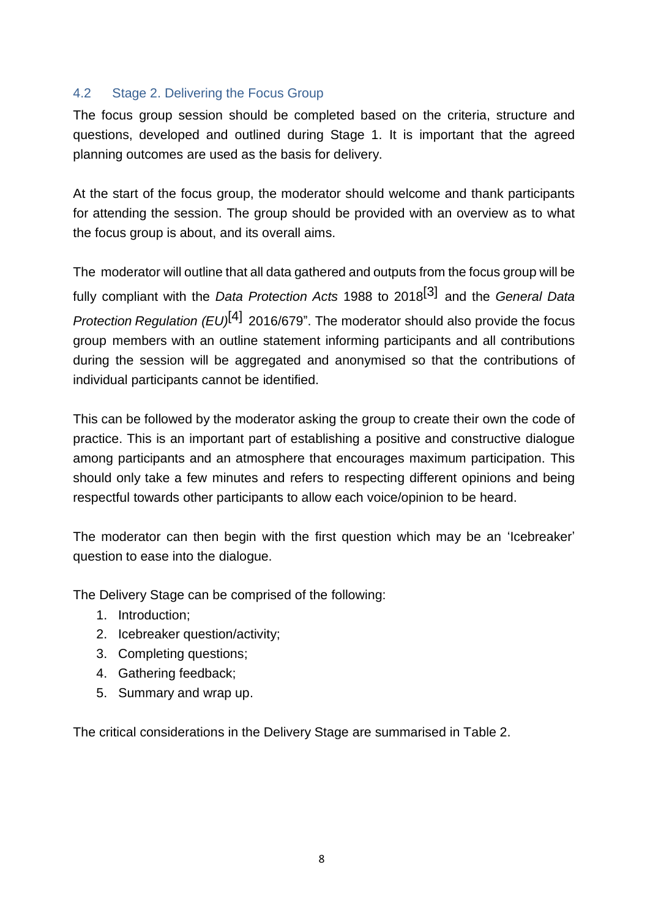## 4.2 Stage 2. Delivering the Focus Group

The focus group session should be completed based on the criteria, structure and questions, developed and outlined during Stage 1. It is important that the agreed planning outcomes are used as the basis for delivery.

At the start of the focus group, the moderator should welcome and thank participants for attending the session. The group should be provided with an overview as to what the focus group is about, and its overall aims.

The moderator will outline that all data gathered and outputs from the focus group will be fully compliant with the *Data Protection Acts* 1988 to 2018[3] and the *General Data Protection Regulation (EU)*[4] 2016/679". The moderator should also provide the focus group members with an outline statement informing participants and all contributions during the session will be aggregated and anonymised so that the contributions of individual participants cannot be identified.

This can be followed by the moderator asking the group to create their own the code of practice. This is an important part of establishing a positive and constructive dialogue among participants and an atmosphere that encourages maximum participation. This should only take a few minutes and refers to respecting different opinions and being respectful towards other participants to allow each voice/opinion to be heard.

The moderator can then begin with the first question which may be an 'Icebreaker' question to ease into the dialogue.

The Delivery Stage can be comprised of the following:

1. Introduction;
2. Icebreaker question/activity;
3. Completing questions;
4. Gathering feedback;
5. Summary and wrap up.

The critical considerations in the Delivery Stage are summarised in Table 2.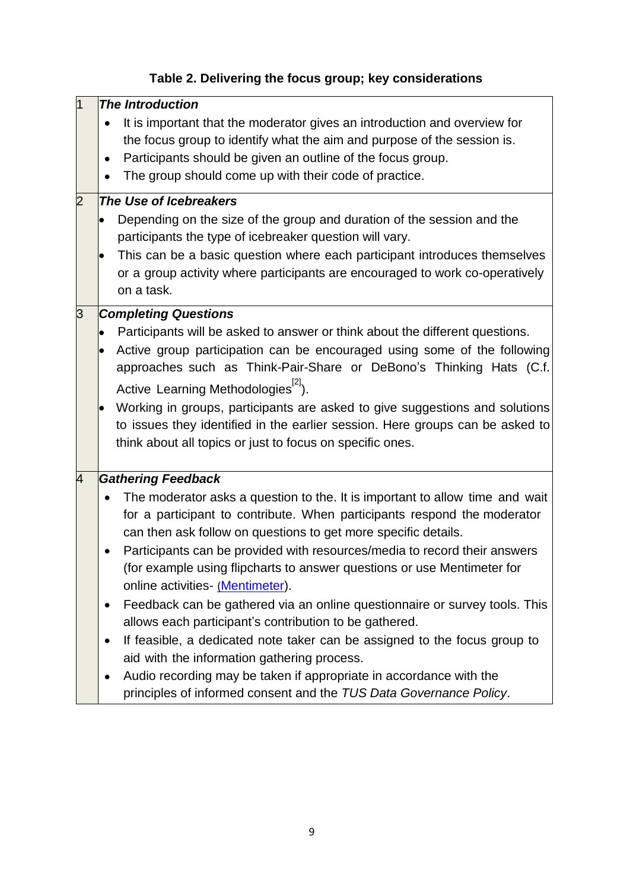**Table 2. Delivering the focus group; key considerations**

| | |
|---|---|
| 1 | ***The Introduction*** <br> • It is important that the moderator gives an introduction and overview for the focus group to identify what the aim and purpose of the session is. <br> • Participants should be given an outline of the focus group. <br> • The group should come up with their code of practice. |
| 2 | ***The Use of Icebreakers*** <br> • Depending on the size of the group and duration of the session and the participants the type of icebreaker question will vary. <br> • This can be a basic question where each participant introduces themselves or a group activity where participants are encouraged to work co-operatively on a task. |
| 3 | ***Completing Questions*** <br> • Participants will be asked to answer or think about the different questions. <br> • Active group participation can be encouraged using some of the following approaches such as Think-Pair-Share or DeBono's Thinking Hats (C.f. Active Learning Methodologies[2]). <br> • Working in groups, participants are asked to give suggestions and solutions to issues they identified in the earlier session. Here groups can be asked to think about all topics or just to focus on specific ones. |
| 4 | ***Gathering Feedback*** <br> • The moderator asks a question to the. It is important to allow time and wait for a participant to contribute. When participants respond the moderator can then ask follow on questions to get more specific details. <br> • Participants can be provided with resources/media to record their answers (for example using flipcharts to answer questions or use Mentimeter for online activities- (Mentimeter). <br> • Feedback can be gathered via an online questionnaire or survey tools. This allows each participant's contribution to be gathered. <br> • If feasible, a dedicated note taker can be assigned to the focus group to aid with the information gathering process. <br> • Audio recording may be taken if appropriate in accordance with the principles of informed consent and the *TUS Data Governance Policy*. |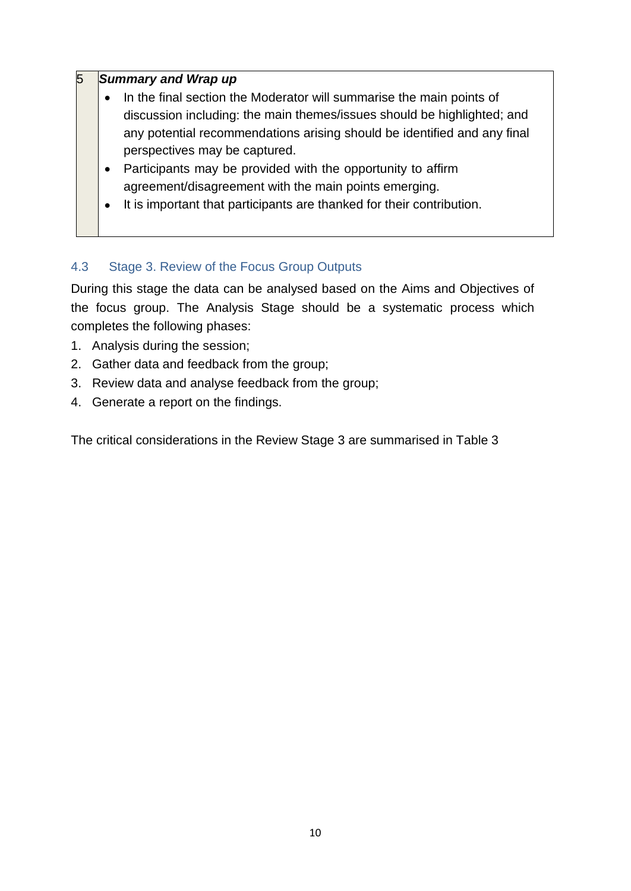| 5 | ***Summary and Wrap up*** <br> • In the final section the Moderator will summarise the main points of discussion including: the main themes/issues should be highlighted; and any potential recommendations arising should be identified and any final perspectives may be captured. <br> • Participants may be provided with the opportunity to affirm agreement/disagreement with the main points emerging. <br> • It is important that participants are thanked for their contribution. |
|---|---|

### 4.3 Stage 3. Review of the Focus Group Outputs

During this stage the data can be analysed based on the Aims and Objectives of the focus group. The Analysis Stage should be a systematic process which completes the following phases:

1. Analysis during the session;
2. Gather data and feedback from the group;
3. Review data and analyse feedback from the group;
4. Generate a report on the findings.

The critical considerations in the Review Stage 3 are summarised in Table 3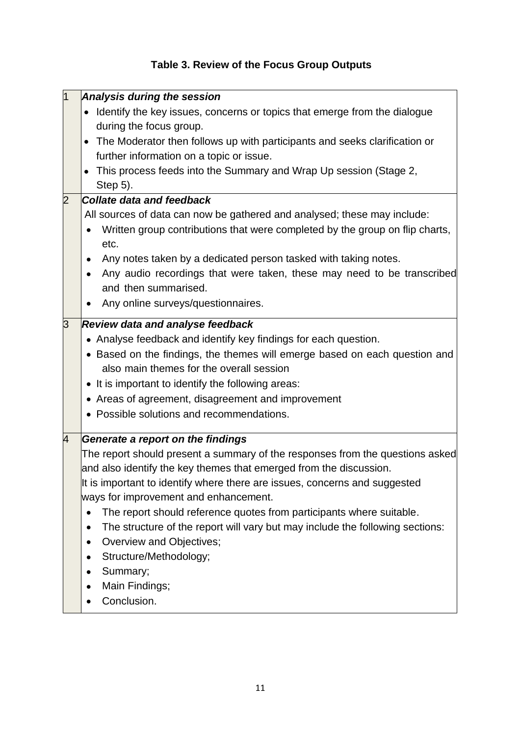**Table 3. Review of the Focus Group Outputs**

| | |
|---|---|
| 1 | ***Analysis during the session***<br>• Identify the key issues, concerns or topics that emerge from the dialogue during the focus group.<br>• The Moderator then follows up with participants and seeks clarification or further information on a topic or issue.<br>• This process feeds into the Summary and Wrap Up session (Stage 2, Step 5). |
| 2 | ***Collate data and feedback***<br>All sources of data can now be gathered and analysed; these may include:<br>• Written group contributions that were completed by the group on flip charts, etc.<br>• Any notes taken by a dedicated person tasked with taking notes.<br>• Any audio recordings that were taken, these may need to be transcribed and then summarised.<br>• Any online surveys/questionnaires. |
| 3 | ***Review data and analyse feedback***<br>• Analyse feedback and identify key findings for each question.<br>• Based on the findings, the themes will emerge based on each question and also main themes for the overall session<br>• It is important to identify the following areas:<br>• Areas of agreement, disagreement and improvement<br>• Possible solutions and recommendations. |
| 4 | ***Generate a report on the findings***<br>The report should present a summary of the responses from the questions asked and also identify the key themes that emerged from the discussion.<br>It is important to identify where there are issues, concerns and suggested ways for improvement and enhancement.<br>• The report should reference quotes from participants where suitable.<br>• The structure of the report will vary but may include the following sections:<br>• Overview and Objectives;<br>• Structure/Methodology;<br>• Summary;<br>• Main Findings;<br>• Conclusion. |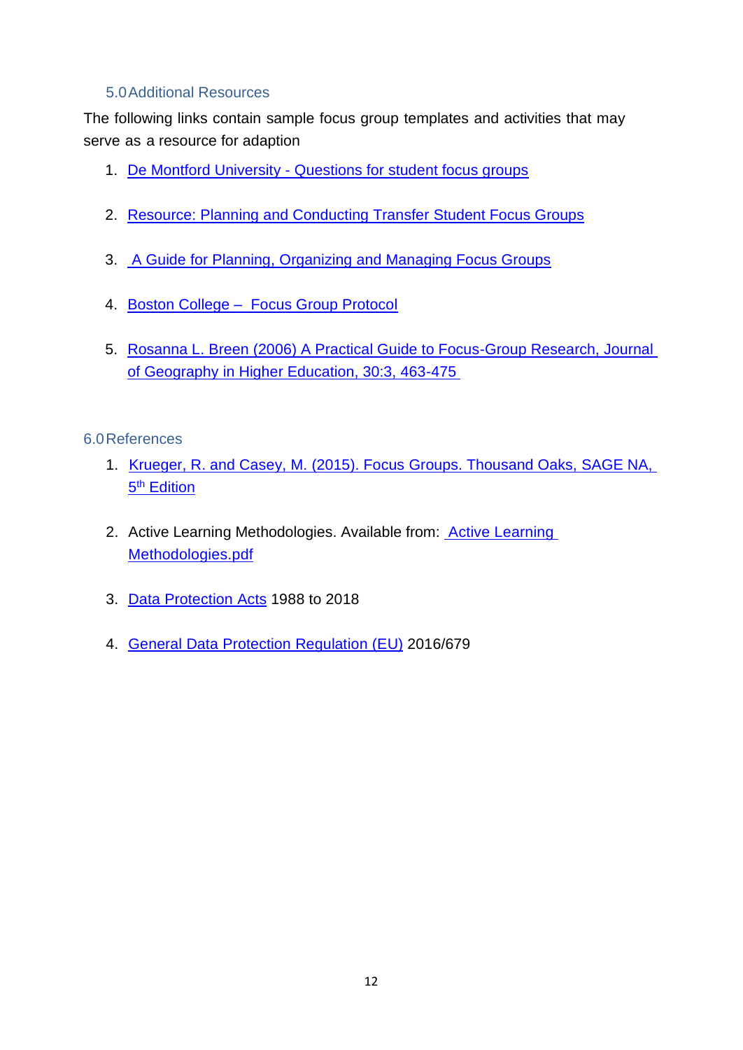## 5.0 Additional Resources

The following links contain sample focus group templates and activities that may serve as a resource for adaption

1. De Montford University - Questions for student focus groups
2. Resource: Planning and Conducting Transfer Student Focus Groups
3. A Guide for Planning, Organizing and Managing Focus Groups
4. Boston College – Focus Group Protocol
5. Rosanna L. Breen (2006) A Practical Guide to Focus-Group Research, Journal of Geography in Higher Education, 30:3, 463-475

## 6.0 References

1. Krueger, R. and Casey, M. (2015). Focus Groups. Thousand Oaks, SAGE NA, 5th Edition
2. Active Learning Methodologies. Available from: Active Learning Methodologies.pdf
3. Data Protection Acts 1988 to 2018
4. General Data Protection Regulation (EU) 2016/679